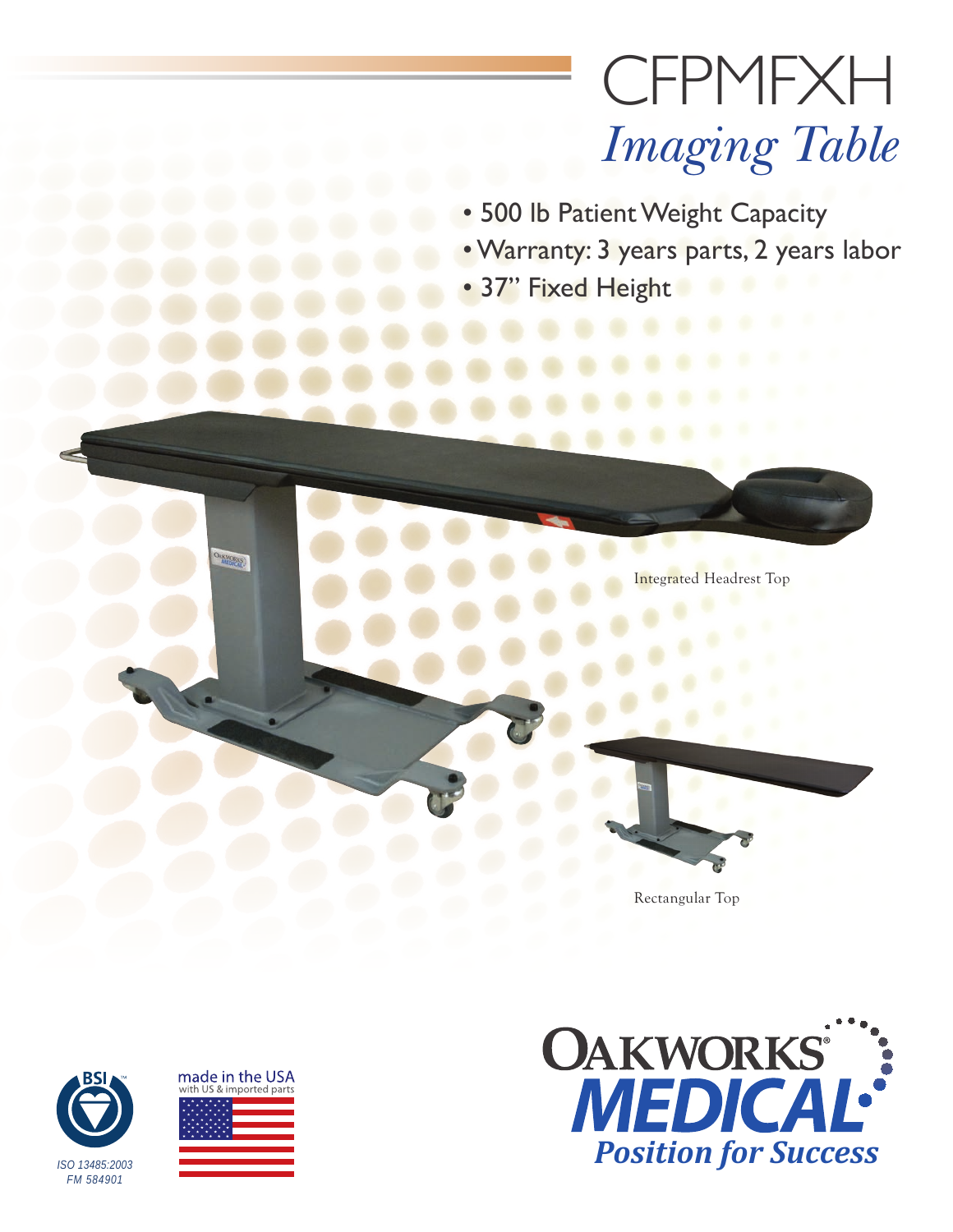# CFPMFXH

## *Imaging Table*

- 500 lb Patient Weight Capacity
- Warranty: 3 years parts, 2 years labor
- 37" Fixed Height

Integrated Headrest Top

Rectangular Top

ISO 13485:2003
FM 584901

made in the USA
with US & imported parts

OAKWORKS® MEDICAL
*Position for Success*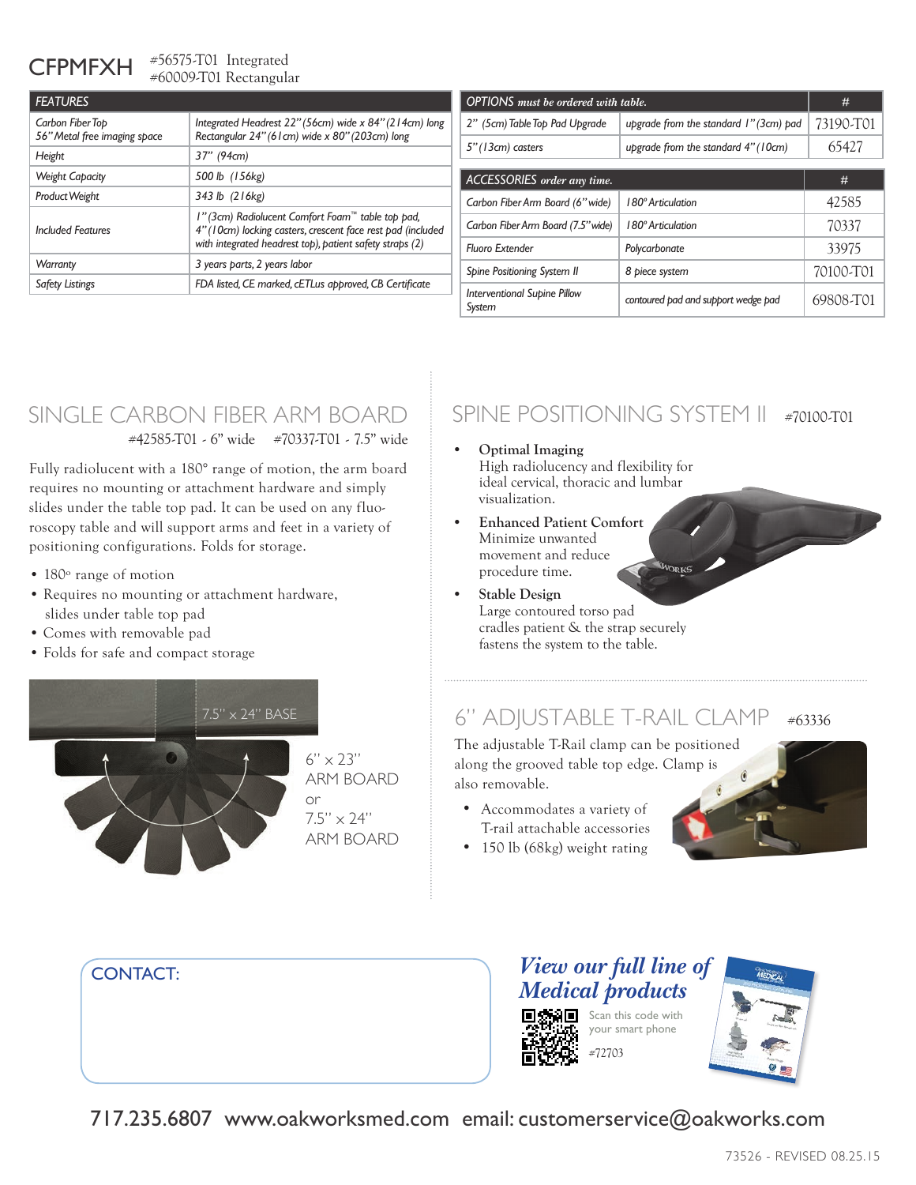# CFPMFXH

#56575-T01 Integrated
#60009-T01 Rectangular

| FEATURES | |
|---|---|
| Carbon Fiber Top<br>56" Metal free imaging space | Integrated Headrest 22" (56cm) wide x 84" (214cm) long<br>Rectangular 24" (61cm) wide x 80" (203cm) long |
| Height | 37" (94cm) |
| Weight Capacity | 500 lb (156kg) |
| Product Weight | 343 lb (216kg) |
| Included Features | 1" (3cm) Radiolucent Comfort Foam™ table top pad, 4" (10cm) locking casters, crescent face rest pad (included with integrated headrest top), patient safety straps (2) |
| Warranty | 3 years parts, 2 years labor |
| Safety Listings | FDA listed, CE marked, cETLus approved, CB Certificate |

| OPTIONS *must be ordered with table.* | | # |
|---|---|---|
| 2" (5cm) Table Top Pad Upgrade | upgrade from the standard 1" (3cm) pad | 73190-T01 |
| 5" (13cm) casters | upgrade from the standard 4" (10cm) | 65427 |

| ACCESSORIES *order any time.* | | # |
|---|---|---|
| Carbon Fiber Arm Board (6" wide) | 180° Articulation | 42585 |
| Carbon Fiber Arm Board (7.5" wide) | 180° Articulation | 70337 |
| Fluoro Extender | Polycarbonate | 33975 |
| Spine Positioning System II | 8 piece system | 70100-T01 |
| Interventional Supine Pillow System | contoured pad and support wedge pad | 69808-T01 |

## SINGLE CARBON FIBER ARM BOARD

#42585-T01 - 6" wide #70337-T01 - 7.5" wide

Fully radiolucent with a 180° range of motion, the arm board requires no mounting or attachment hardware and simply slides under the table top pad. It can be used on any fluoroscopy table and will support arms and feet in a variety of positioning configurations. Folds for storage.

- 180° range of motion
- Requires no mounting or attachment hardware, slides under table top pad
- Comes with removable pad
- Folds for safe and compact storage

7.5" x 24" BASE

6" x 23" ARM BOARD or 7.5" x 24" ARM BOARD

## SPINE POSITIONING SYSTEM II #70100-T01

- **Optimal Imaging**
  High radiolucency and flexibility for ideal cervical, thoracic and lumbar visualization.
- **Enhanced Patient Comfort**
  Minimize unwanted movement and reduce procedure time.
- **Stable Design**
  Large contoured torso pad cradles patient & the strap securely fastens the system to the table.

## 6" ADJUSTABLE T-RAIL CLAMP #63336

The adjustable T-Rail clamp can be positioned along the grooved table top edge. Clamp is also removable.

- Accommodates a variety of T-rail attachable accessories
- 150 lb (68kg) weight rating

CONTACT:

***View our full line of Medical products***

Scan this code with your smart phone

#72703

717.235.6807 www.oakworksmed.com email: customerservice@oakworks.com

73526 - REVISED 08.25.15